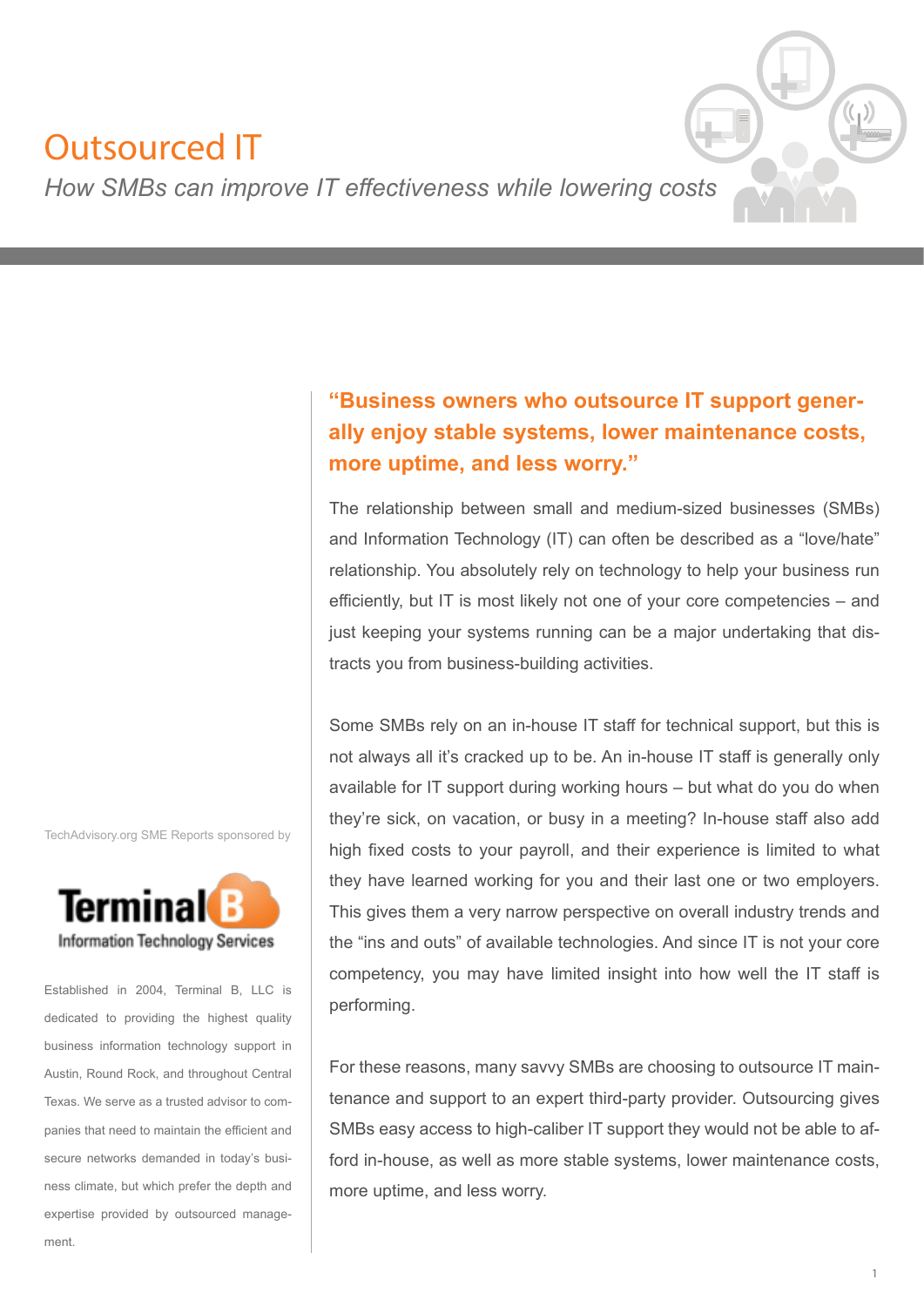# Outsourced IT

*How SMBs can improve IT effectiveness while lowering costs*

TechAdvisory.org SME Reports sponsored by

Terminal B
Information Technology Services

Established in 2004, Terminal B, LLC is dedicated to providing the highest quality business information technology support in Austin, Round Rock, and throughout Central Texas. We serve as a trusted advisor to companies that need to maintain the efficient and secure networks demanded in today's business climate, but which prefer the depth and expertise provided by outsourced management.

**"Business owners who outsource IT support generally enjoy stable systems, lower maintenance costs, more uptime, and less worry."**

The relationship between small and medium-sized businesses (SMBs) and Information Technology (IT) can often be described as a "love/hate" relationship. You absolutely rely on technology to help your business run efficiently, but IT is most likely not one of your core competencies – and just keeping your systems running can be a major undertaking that distracts you from business-building activities.

Some SMBs rely on an in-house IT staff for technical support, but this is not always all it's cracked up to be. An in-house IT staff is generally only available for IT support during working hours – but what do you do when they're sick, on vacation, or busy in a meeting? In-house staff also add high fixed costs to your payroll, and their experience is limited to what they have learned working for you and their last one or two employers. This gives them a very narrow perspective on overall industry trends and the "ins and outs" of available technologies. And since IT is not your core competency, you may have limited insight into how well the IT staff is performing.

For these reasons, many savvy SMBs are choosing to outsource IT maintenance and support to an expert third-party provider. Outsourcing gives SMBs easy access to high-caliber IT support they would not be able to afford in-house, as well as more stable systems, lower maintenance costs, more uptime, and less worry.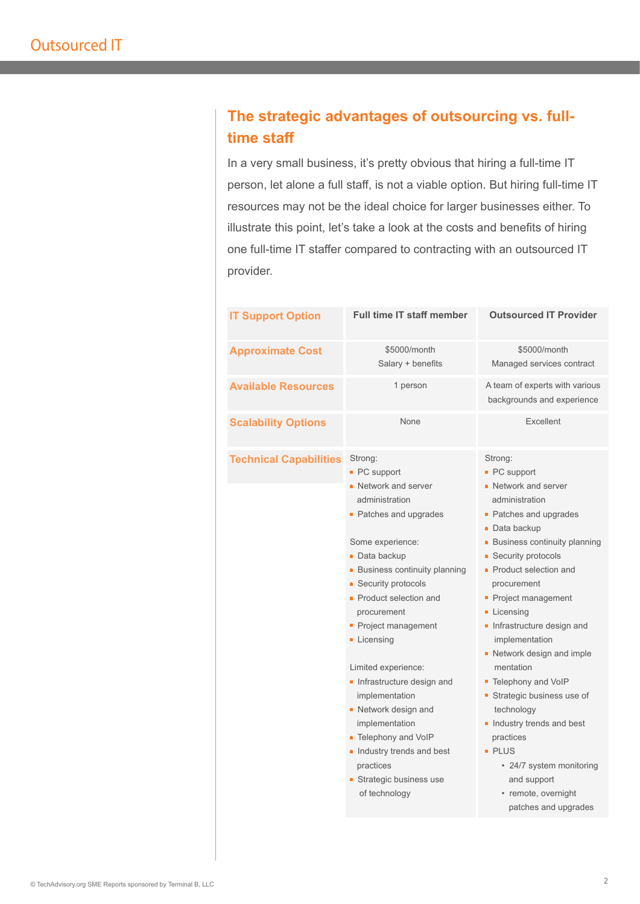## The strategic advantages of outsourcing vs. full-time staff

In a very small business, it's pretty obvious that hiring a full-time IT person, let alone a full staff, is not a viable option. But hiring full-time IT resources may not be the ideal choice for larger businesses either. To illustrate this point, let's take a look at the costs and benefits of hiring one full-time IT staffer compared to contracting with an outsourced IT provider.

| IT Support Option | Full time IT staff member | Outsourced IT Provider |
|---|---|---|
| **Approximate Cost** | $5000/month<br>Salary + benefits | $5000/month<br>Managed services contract |
| **Available Resources** | 1 person | A team of experts with various backgrounds and experience |
| **Scalability Options** | None | Excellent |
| **Technical Capabilities** | Strong:<br>▪ PC support<br>▪ Network and server administration<br>▪ Patches and upgrades<br><br>Some experience:<br>▪ Data backup<br>▪ Business continuity planning<br>▪ Security protocols<br>▪ Product selection and procurement<br>▪ Project management<br>▪ Licensing<br><br>Limited experience:<br>▪ Infrastructure design and implementation<br>▪ Network design and implementation<br>▪ Telephony and VoIP<br>▪ Industry trends and best practices<br>▪ Strategic business use of technology | Strong:<br>▪ PC support<br>▪ Network and server administration<br>▪ Patches and upgrades<br>▪ Data backup<br>▪ Business continuity planning<br>▪ Security protocols<br>▪ Product selection and procurement<br>▪ Project management<br>▪ Licensing<br>▪ Infrastructure design and implementation<br>▪ Network design and imple mentation<br>▪ Telephony and VoIP<br>▪ Strategic business use of technology<br>▪ Industry trends and best practices<br>▪ PLUS<br>  • 24/7 system monitoring and support<br>  • remote, overnight patches and upgrades |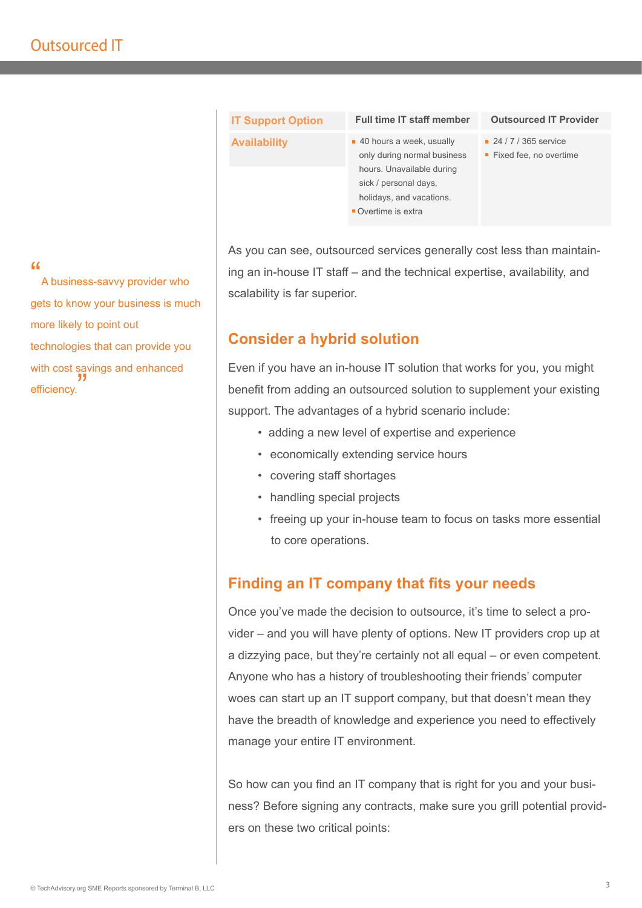| IT Support Option | Full time IT staff member | Outsourced IT Provider |
|---|---|---|
| Availability | ▪ 40 hours a week, usually only during normal business hours. Unavailable during sick / personal days, holidays, and vacations.<br>▪ Overtime is extra | ▪ 24 / 7 / 365 service<br>▪ Fixed fee, no overtime |

As you can see, outsourced services generally cost less than maintaining an in-house IT staff – and the technical expertise, availability, and scalability is far superior.

> "A business-savvy provider who gets to know your business is much more likely to point out technologies that can provide you with cost savings and enhanced efficiency."

## Consider a hybrid solution

Even if you have an in-house IT solution that works for you, you might benefit from adding an outsourced solution to supplement your existing support. The advantages of a hybrid scenario include:

- adding a new level of expertise and experience
- economically extending service hours
- covering staff shortages
- handling special projects
- freeing up your in-house team to focus on tasks more essential to core operations.

## Finding an IT company that fits your needs

Once you've made the decision to outsource, it's time to select a provider – and you will have plenty of options. New IT providers crop up at a dizzying pace, but they're certainly not all equal – or even competent. Anyone who has a history of troubleshooting their friends' computer woes can start up an IT support company, but that doesn't mean they have the breadth of knowledge and experience you need to effectively manage your entire IT environment.

So how can you find an IT company that is right for you and your business? Before signing any contracts, make sure you grill potential providers on these two critical points: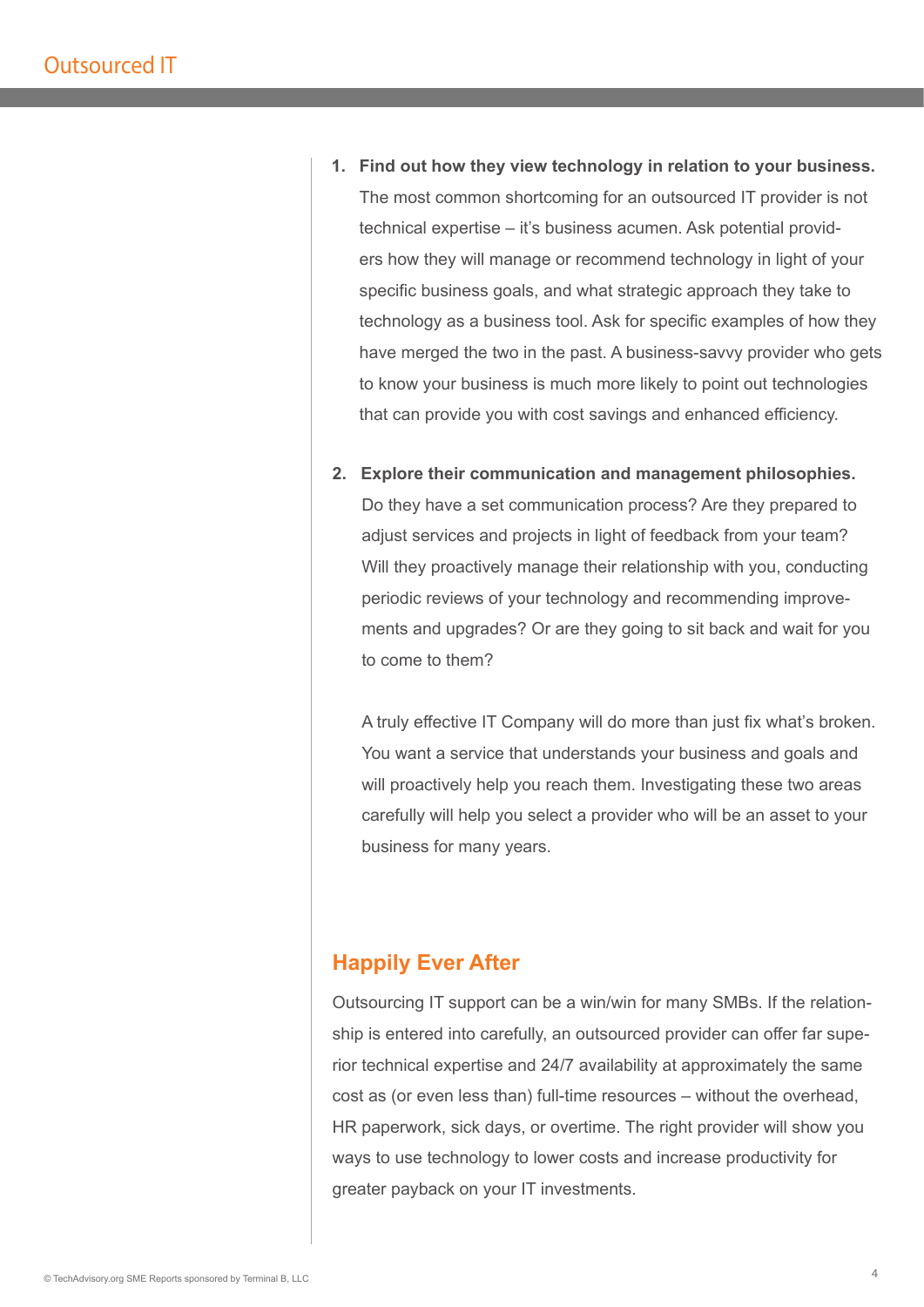1. **Find out how they view technology in relation to your business.** The most common shortcoming for an outsourced IT provider is not technical expertise – it's business acumen. Ask potential providers how they will manage or recommend technology in light of your specific business goals, and what strategic approach they take to technology as a business tool. Ask for specific examples of how they have merged the two in the past. A business-savvy provider who gets to know your business is much more likely to point out technologies that can provide you with cost savings and enhanced efficiency.

2. **Explore their communication and management philosophies.** Do they have a set communication process? Are they prepared to adjust services and projects in light of feedback from your team? Will they proactively manage their relationship with you, conducting periodic reviews of your technology and recommending improvements and upgrades? Or are they going to sit back and wait for you to come to them?

   A truly effective IT Company will do more than just fix what's broken. You want a service that understands your business and goals and will proactively help you reach them. Investigating these two areas carefully will help you select a provider who will be an asset to your business for many years.

## Happily Ever After

Outsourcing IT support can be a win/win for many SMBs. If the relationship is entered into carefully, an outsourced provider can offer far superior technical expertise and 24/7 availability at approximately the same cost as (or even less than) full-time resources – without the overhead, HR paperwork, sick days, or overtime. The right provider will show you ways to use technology to lower costs and increase productivity for greater payback on your IT investments.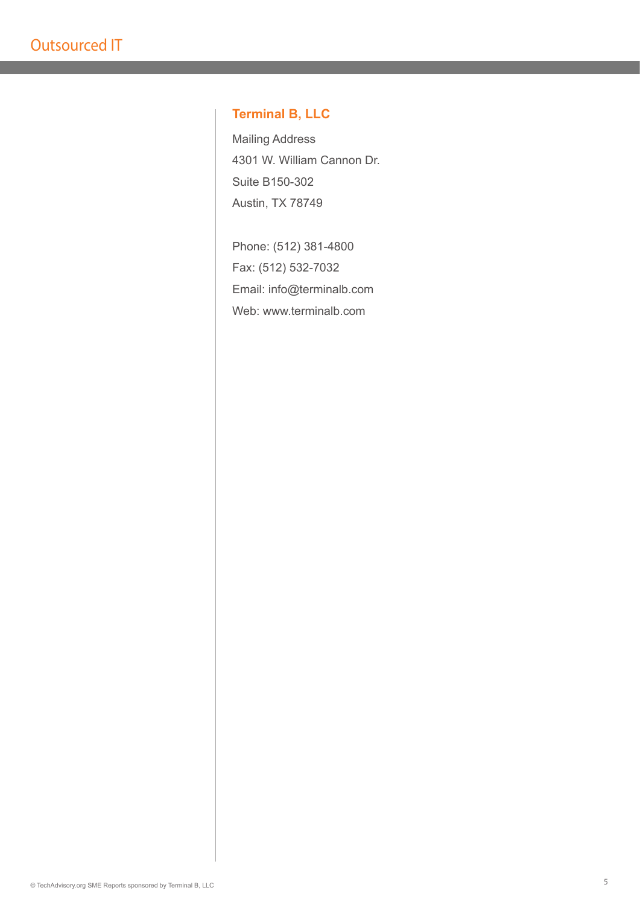## Terminal B, LLC

Mailing Address
4301 W. William Cannon Dr.
Suite B150-302
Austin, TX 78749

Phone: (512) 381-4800
Fax: (512) 532-7032
Email: info@terminalb.com
Web: www.terminalb.com